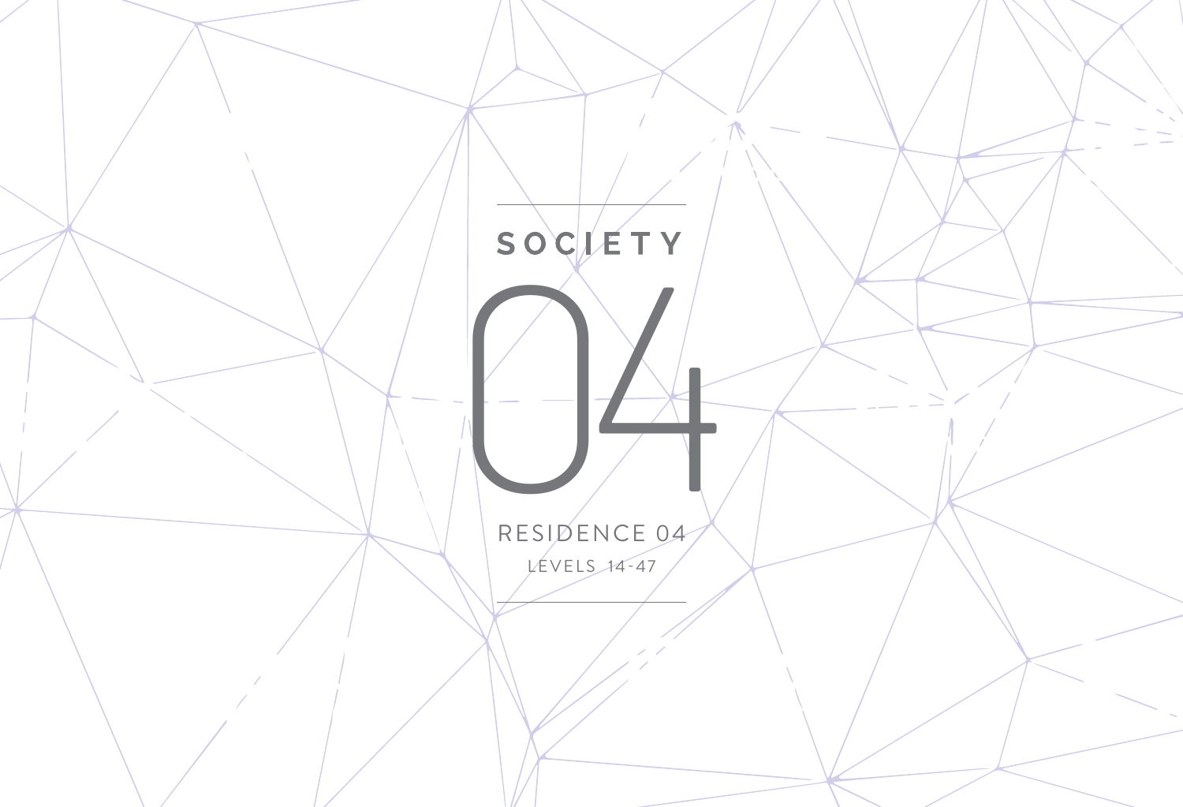# SOCIETY

# 04

RESIDENCE 04

LEVELS 14-47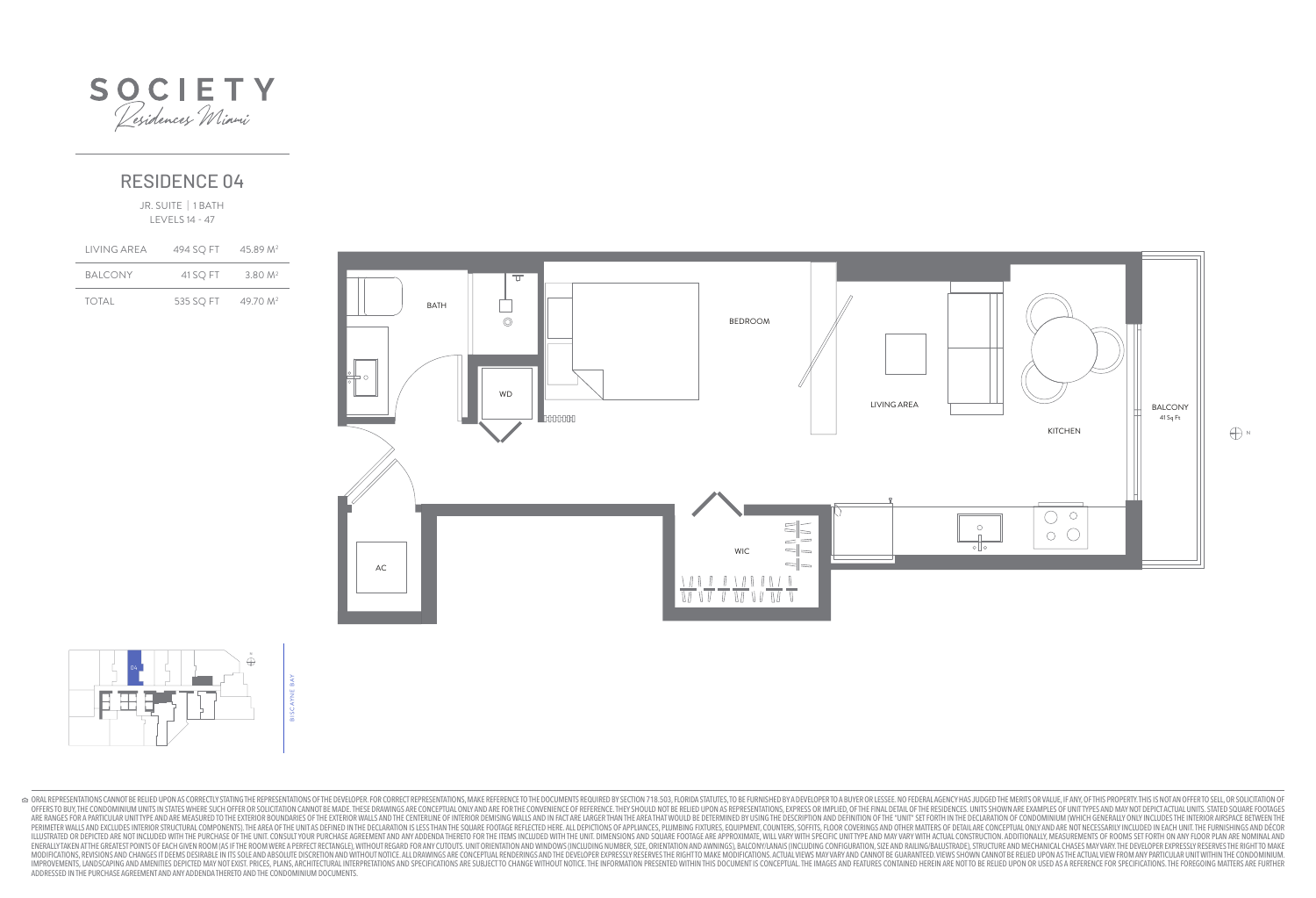SOCIETY
Residences Miami

## RESIDENCE 04

JR. SUITE | 1 BATH
LEVELS 14 - 47

| | | |
|---|---|---|
| LIVING AREA | 494 SQ FT | 45.89 $M^2$ |
| BALCONY | 41 SQ FT | 3.80 $M^2$ |
| TOTAL | 535 SQ FT | 49.70 $M^2$ |

BATH

WD

BEDROOM

LIVING AREA

KITCHEN

BALCONY
41 Sq Ft

AC

WIC

N

04

BISCAYNE BAY

ORAL REPRESENTATIONS CANNOT BE RELIED UPON AS CORRECTLY STATING THE REPRESENTATIONS OF THE DEVELOPER. FOR CORRECT REPRESENTATIONS, MAKE REFERENCE TO THE DOCUMENTS REQUIRED BY SECTION 718.503, FLORIDA STATUTES, TO BE FURNISHED BY A DEVELOPER TO A BUYER OR LESSEE. NO FEDERAL AGENCY HAS JUDGED THE MERITS OR VALUE, IF ANY, OF THIS PROPERTY. THIS IS NOT AN OFFER TO SELL, OR SOLICITATION OF OFFERS TO BUY, THE CONDOMINIUM UNITS IN STATES WHERE SUCH OFFER OR SOLICITATION CANNOT BE MADE. THESE DRAWINGS ARE CONCEPTUAL ONLY AND ARE FOR THE CONVENIENCE OF REFERENCE. THEY SHOULD NOT BE RELIED UPON AS REPRESENTATIONS, EXPRESS OR IMPLIED, OF THE FINAL DETAIL OF THE RESIDENCES. UNITS SHOWN ARE EXAMPLES OF UNIT TYPES AND MAY NOT DEPICT ACTUAL UNITS. STATED SQUARE FOOTAGES ARE RANGES FOR A PARTICULAR UNIT TYPE AND ARE MEASURED TO THE EXTERIOR BOUNDARIES OF THE EXTERIOR WALLS AND THE CENTERLINE OF INTERIOR DEMISING WALLS AND IN FACT ARE LARGER THAN THE AREA THAT WOULD BE DETERMINED BY USING THE DESCRIPTION AND DEFINITION OF THE "UNIT" SET FORTH IN THE DECLARATION OF CONDOMINIUM (WHICH GENERALLY ONLY INCLUDES THE INTERIOR AIRSPACE BETWEEN THE PERIMETER WALLS AND EXCLUDES INTERIOR STRUCTURAL COMPONENTS). THE AREA OF THE UNIT AS DEFINED IN THE DECLARATION IS LESS THAN THE SQUARE FOOTAGE REFLECTED HERE. ALL DEPICTIONS OF APPLIANCES, PLUMBING FIXTURES, EQUIPMENT, COUNTERS, SOFFITS, FLOOR COVERINGS AND OTHER MATTERS OF DETAIL ARE CONCEPTUAL ONLY AND ARE NOT NECESSARILY INCLUDED IN EACH UNIT. THE FURNISHINGS AND DÉCOR ILLUSTRATED OR DEPICTED ARE NOT INCLUDED WITH THE PURCHASE OF THE UNIT. CONSULT YOUR PURCHASE AGREEMENT AND ANY ADDENDA THERETO FOR THE ITEMS INCLUDED WITH THE UNIT. DIMENSIONS AND SQUARE FOOTAGE ARE APPROXIMATE, WILL VARY WITH SPECIFIC UNIT TYPE AND MAY VARY WITH ACTUAL CONSTRUCTION. ADDITIONALLY, MEASUREMENTS OF ROOMS SET FORTH ON ANY FLOOR PLAN ARE NOMINAL AND GENERALLY TAKEN AT THE GREATEST POINTS OF EACH GIVEN ROOM (AS IF THE ROOM WERE A PERFECT RECTANGLE), WITHOUT REGARD FOR ANY CUTOUTS. UNIT ORIENTATION AND WINDOWS (INCLUDING NUMBER, SIZE, ORIENTATION AND AWNINGS), BALCONY/LANAIS (INCLUDING CONFIGURATION, SIZE AND RAILING/BALUSTRADE), STRUCTURE AND MECHANICAL CHASES MAY VARY. THE DEVELOPER EXPRESSLY RESERVES THE RIGHT TO MAKE MODIFICATIONS, REVISIONS AND CHANGES IT DEEMS DESIRABLE IN ITS SOLE AND ABSOLUTE DISCRETION AND WITHOUT NOTICE. ALL DRAWINGS ARE CONCEPTUAL RENDERINGS AND THE DEVELOPER EXPRESSLY RESERVES THE RIGHT TO MAKE MODIFICATIONS. ACTUAL VIEWS MAY VARY AND CANNOT BE GUARANTEED. VIEWS SHOWN CANNOT BE RELIED UPON AS THE ACTUAL VIEW FROM ANY PARTICULAR UNIT WITHIN THE CONDOMINIUM. IMPROVEMENTS, LANDSCAPING AND AMENITIES DEPICTED MAY NOT EXIST. PRICES, PLANS, ARCHITECTURAL INTERPRETATIONS AND SPECIFICATIONS ARE SUBJECT TO CHANGE WITHOUT NOTICE. THE INFORMATION PRESENTED WITHIN THIS DOCUMENT IS CONCEPTUAL. THE IMAGES AND FEATURES CONTAINED HEREIN ARE NOT TO BE RELIED UPON OR USED AS A REFERENCE FOR SPECIFICATIONS. THE FOREGOING MATTERS ARE FURTHER ADDRESSED IN THE PURCHASE AGREEMENT AND ANY ADDENDA THERETO AND THE CONDOMINIUM DOCUMENTS.